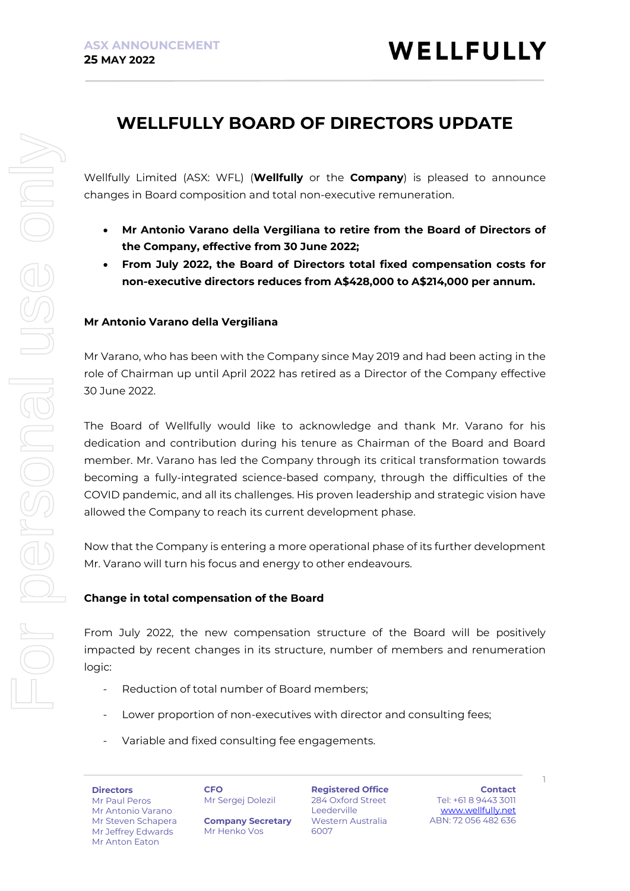ASX ANNOUNCEMENT
**25 MAY 2022**

WELLFULLY

# WELLFULLY BOARD OF DIRECTORS UPDATE

Wellfully Limited (ASX: WFL) (**Wellfully** or the **Company**) is pleased to announce changes in Board composition and total non-executive remuneration.

- **Mr Antonio Varano della Vergiliana to retire from the Board of Directors of the Company, effective from 30 June 2022;**
- **From July 2022, the Board of Directors total fixed compensation costs for non-executive directors reduces from A$428,000 to A$214,000 per annum.**

### Mr Antonio Varano della Vergiliana

Mr Varano, who has been with the Company since May 2019 and had been acting in the role of Chairman up until April 2022 has retired as a Director of the Company effective 30 June 2022.

The Board of Wellfully would like to acknowledge and thank Mr. Varano for his dedication and contribution during his tenure as Chairman of the Board and Board member. Mr. Varano has led the Company through its critical transformation towards becoming a fully-integrated science-based company, through the difficulties of the COVID pandemic, and all its challenges. His proven leadership and strategic vision have allowed the Company to reach its current development phase.

Now that the Company is entering a more operational phase of its further development Mr. Varano will turn his focus and energy to other endeavours.

### Change in total compensation of the Board

From July 2022, the new compensation structure of the Board will be positively impacted by recent changes in its structure, number of members and renumeration logic:

- Reduction of total number of Board members;
- Lower proportion of non-executives with director and consulting fees;
- Variable and fixed consulting fee engagements.

**Directors**
Mr Paul Peros
Mr Antonio Varano
Mr Steven Schapera
Mr Jeffrey Edwards
Mr Anton Eaton

**CFO**
Mr Sergej Dolezil

**Company Secretary**
Mr Henko Vos

**Registered Office**
284 Oxford Street
Leederville
Western Australia
6007

**Contact**
Tel: +61 8 9443 3011
www.wellfully.net
ABN: 72 056 482 636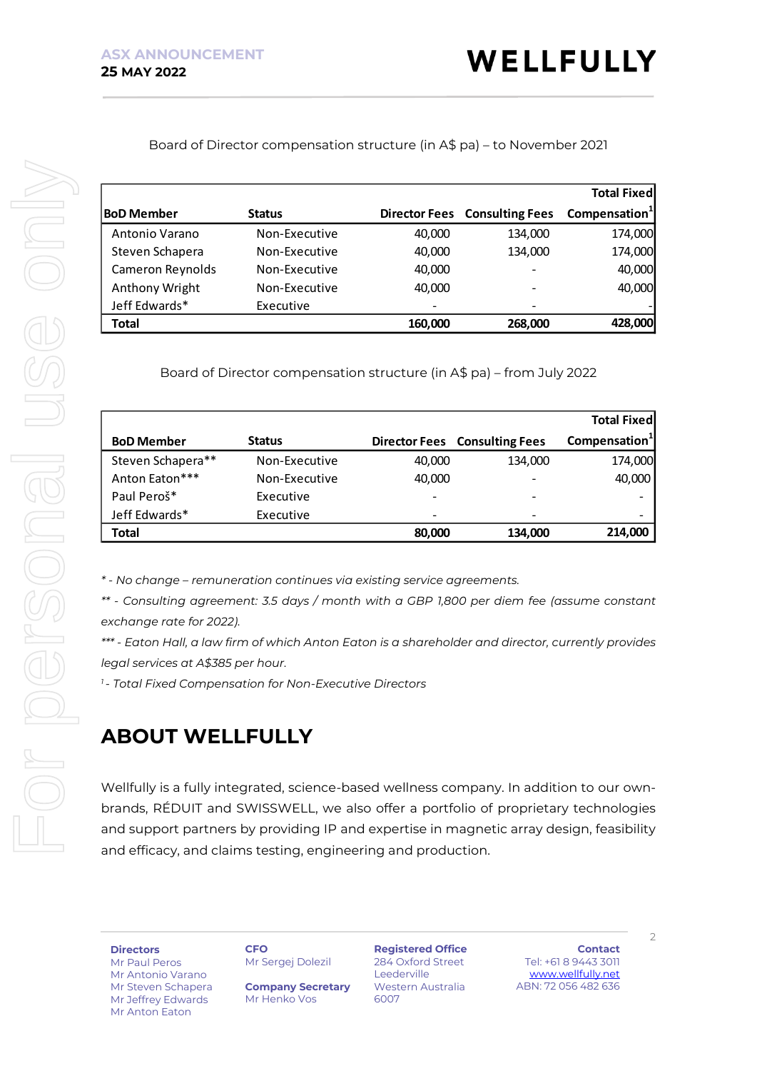Board of Director compensation structure (in A$ pa) – to November 2021

| BoD Member | Status | Director Fees | Consulting Fees | Total Fixed Compensation[1] |
|---|---|---|---|---|
| Antonio Varano | Non-Executive | 40,000 | 134,000 | 174,000 |
| Steven Schapera | Non-Executive | 40,000 | 134,000 | 174,000 |
| Cameron Reynolds | Non-Executive | 40,000 | - | 40,000 |
| Anthony Wright | Non-Executive | 40,000 | - | 40,000 |
| Jeff Edwards* | Executive | - | - | - |
| **Total** | | **160,000** | **268,000** | **428,000** |

Board of Director compensation structure (in A$ pa) – from July 2022

| BoD Member | Status | Director Fees | Consulting Fees | Total Fixed Compensation[1] |
|---|---|---|---|---|
| Steven Schapera** | Non-Executive | 40,000 | 134,000 | 174,000 |
| Anton Eaton*** | Non-Executive | 40,000 | - | 40,000 |
| Paul Peroš* | Executive | - | - | - |
| Jeff Edwards* | Executive | - | - | - |
| **Total** | | **80,000** | **134,000** | **214,000** |

*\* - No change – remuneration continues via existing service agreements.*

*\*\* - Consulting agreement: 3.5 days / month with a GBP 1,800 per diem fee (assume constant exchange rate for 2022).*

*\*\*\* - Eaton Hall, a law firm of which Anton Eaton is a shareholder and director, currently provides legal services at A$385 per hour.*

*[1] - Total Fixed Compensation for Non-Executive Directors*

## ABOUT WELLFULLY

Wellfully is a fully integrated, science-based wellness company. In addition to our own-brands, RÉDUIT and SWISSWELL, we also offer a portfolio of proprietary technologies and support partners by providing IP and expertise in magnetic array design, feasibility and efficacy, and claims testing, engineering and production.

**Directors**
Mr Paul Peros
Mr Antonio Varano
Mr Steven Schapera
Mr Jeffrey Edwards
Mr Anton Eaton

**CFO**
Mr Sergej Dolezil

**Company Secretary**
Mr Henko Vos

**Registered Office**
284 Oxford Street
Leederville
Western Australia
6007

**Contact**
Tel: +61 8 9443 3011
www.wellfully.net
ABN: 72 056 482 636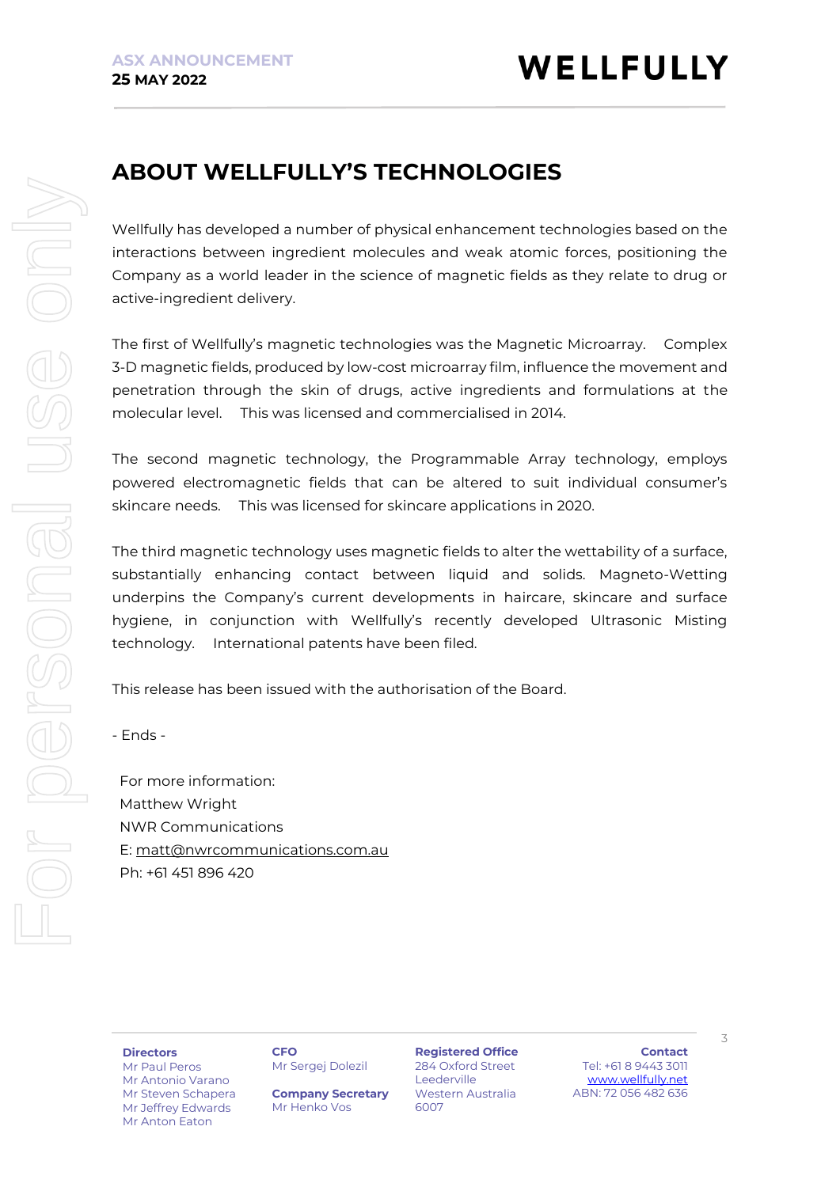## ABOUT WELLFULLY'S TECHNOLOGIES

Wellfully has developed a number of physical enhancement technologies based on the interactions between ingredient molecules and weak atomic forces, positioning the Company as a world leader in the science of magnetic fields as they relate to drug or active-ingredient delivery.

The first of Wellfully's magnetic technologies was the Magnetic Microarray. Complex 3-D magnetic fields, produced by low-cost microarray film, influence the movement and penetration through the skin of drugs, active ingredients and formulations at the molecular level. This was licensed and commercialised in 2014.

The second magnetic technology, the Programmable Array technology, employs powered electromagnetic fields that can be altered to suit individual consumer's skincare needs. This was licensed for skincare applications in 2020.

The third magnetic technology uses magnetic fields to alter the wettability of a surface, substantially enhancing contact between liquid and solids. Magneto-Wetting underpins the Company's current developments in haircare, skincare and surface hygiene, in conjunction with Wellfully's recently developed Ultrasonic Misting technology. International patents have been filed.

This release has been issued with the authorisation of the Board.

\- Ends -

For more information:
Matthew Wright
NWR Communications
E: matt@nwrcommunications.com.au
Ph: +61 451 896 420